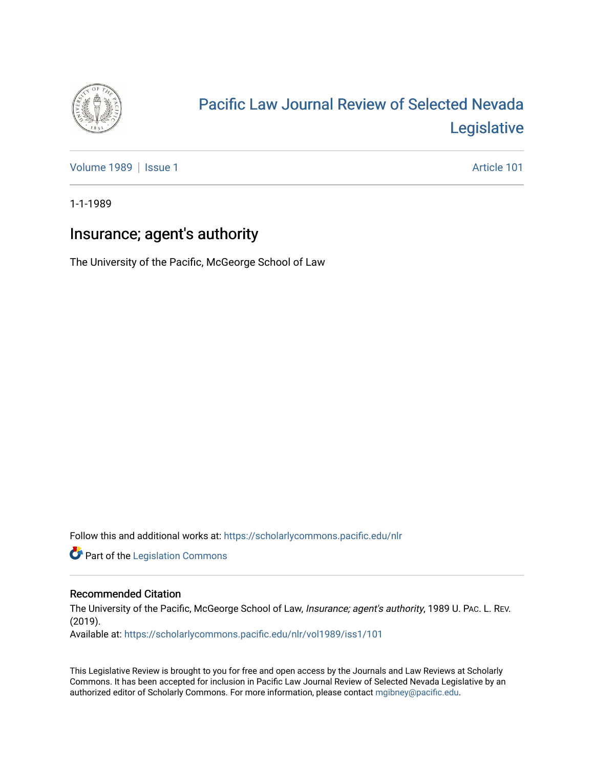# Pacific Law Journal Review of Selected Nevada Legislative

Volume 1989 | Issue 1 — Article 101

1-1-1989

## Insurance; agent's authority

The University of the Pacific, McGeorge School of Law

Follow this and additional works at: https://scholarlycommons.pacific.edu/nlr

Part of the Legislation Commons

### Recommended Citation

The University of the Pacific, McGeorge School of Law, *Insurance; agent's authority*, 1989 U. PAC. L. REV. (2019).

Available at: https://scholarlycommons.pacific.edu/nlr/vol1989/iss1/101

This Legislative Review is brought to you for free and open access by the Journals and Law Reviews at Scholarly Commons. It has been accepted for inclusion in Pacific Law Journal Review of Selected Nevada Legislative by an authorized editor of Scholarly Commons. For more information, please contact mgibney@pacific.edu.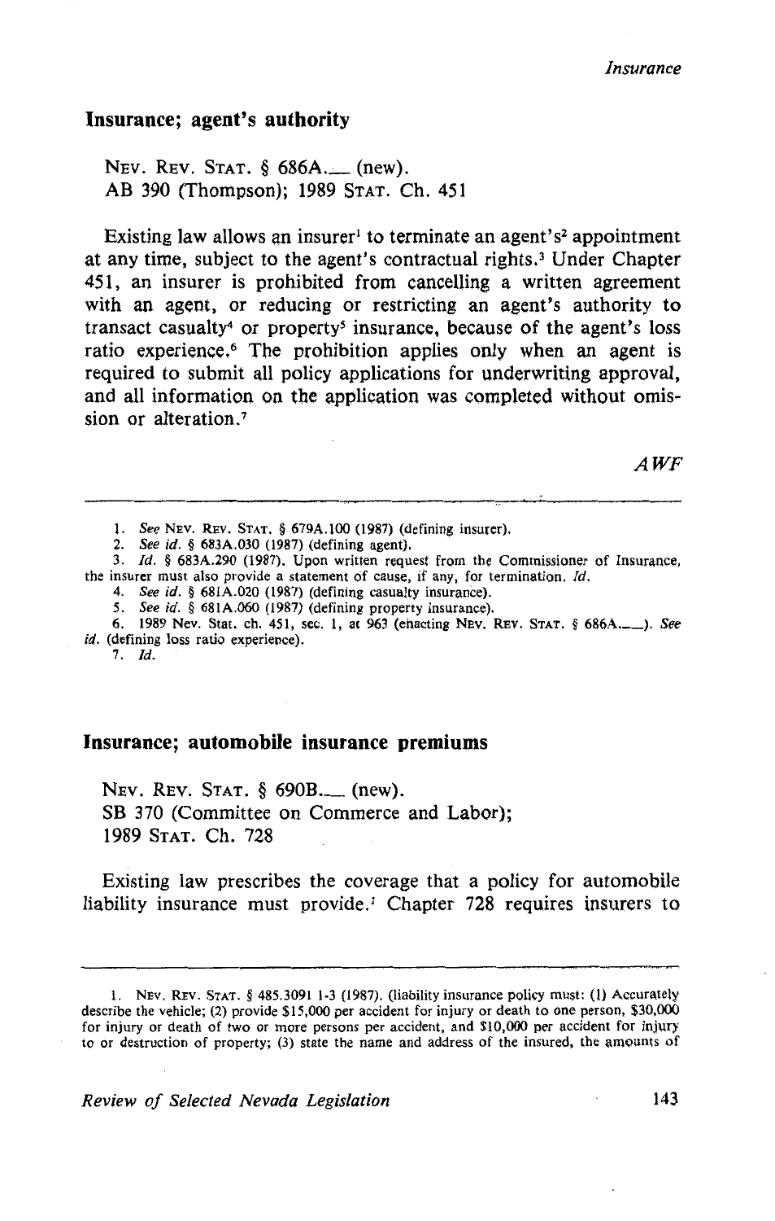## Insurance; agent's authority

NEV. REV. STAT. § 686A.__ (new).
AB 390 (Thompson); 1989 STAT. Ch. 451

Existing law allows an insurer[1] to terminate an agent's[2] appointment at any time, subject to the agent's contractual rights.[3] Under Chapter 451, an insurer is prohibited from cancelling a written agreement with an agent, or reducing or restricting an agent's authority to transact casualty[4] or property[5] insurance, because of the agent's loss ratio experience.[6] The prohibition applies only when an agent is required to submit all policy applications for underwriting approval, and all information on the application was completed without omission or alteration.[7]

*AWF*

---

1. *See* NEV. REV. STAT. § 679A.100 (1987) (defining insurer).
2. *See id.* § 683A.030 (1987) (defining agent).
3. *Id.* § 683A.290 (1987). Upon written request from the Commissioner of Insurance, the insurer must also provide a statement of cause, if any, for termination. *Id.*
4. *See id.* § 681A.020 (1987) (defining casualty insurance).
5. *See id.* § 681A.060 (1987) (defining property insurance).
6. 1989 Nev. Stat. ch. 451, sec. 1, at 963 (enacting NEV. REV. STAT. § 686A.__). *See id.* (defining loss ratio experience).
7. *Id.*

## Insurance; automobile insurance premiums

NEV. REV. STAT. § 690B.__ (new).
SB 370 (Committee on Commerce and Labor);
1989 STAT. Ch. 728

Existing law prescribes the coverage that a policy for automobile liability insurance must provide.[1] Chapter 728 requires insurers to

---

1. NEV. REV. STAT. § 485.3091 1-3 (1987). (liability insurance policy must: (1) Accurately describe the vehicle; (2) provide $15,000 per accident for injury or death to one person, $30,000 for injury or death of two or more persons per accident, and $10,000 per accident for injury to or destruction of property; (3) state the name and address of the insured, the amounts of